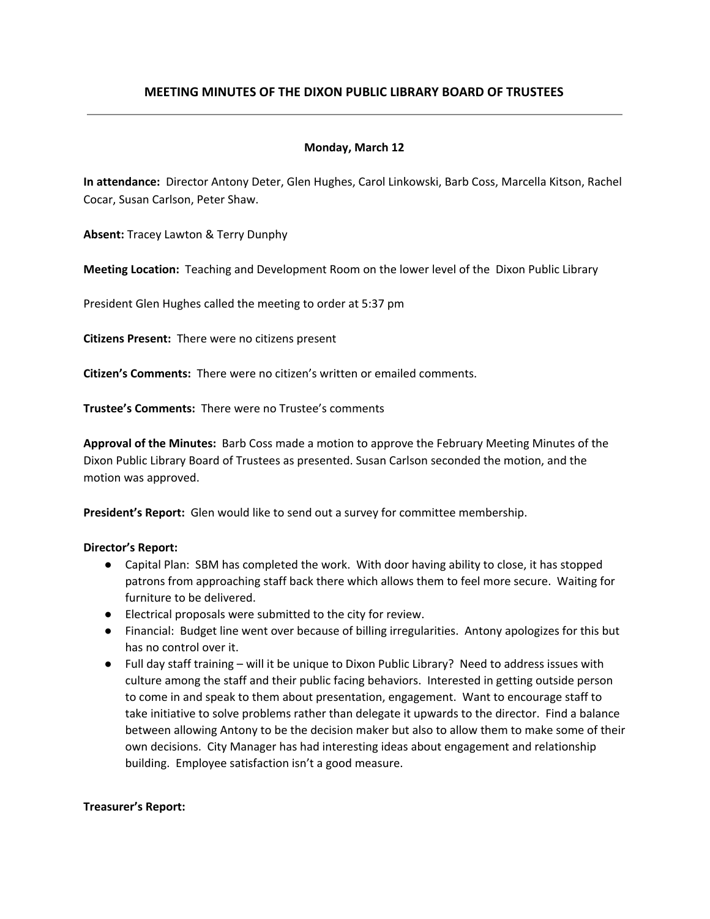# MEETING MINUTES OF THE DIXON PUBLIC LIBRARY BOARD OF TRUSTEES

**Monday, March 12**

**In attendance:** Director Antony Deter, Glen Hughes, Carol Linkowski, Barb Coss, Marcella Kitson, Rachel Cocar, Susan Carlson, Peter Shaw.

**Absent:** Tracey Lawton & Terry Dunphy

**Meeting Location:** Teaching and Development Room on the lower level of the Dixon Public Library

President Glen Hughes called the meeting to order at 5:37 pm

**Citizens Present:** There were no citizens present

**Citizen's Comments:** There were no citizen's written or emailed comments.

**Trustee's Comments:** There were no Trustee's comments

**Approval of the Minutes:** Barb Coss made a motion to approve the February Meeting Minutes of the Dixon Public Library Board of Trustees as presented. Susan Carlson seconded the motion, and the motion was approved.

**President's Report:** Glen would like to send out a survey for committee membership.

**Director's Report:**

- Capital Plan: SBM has completed the work. With door having ability to close, it has stopped patrons from approaching staff back there which allows them to feel more secure. Waiting for furniture to be delivered.
- Electrical proposals were submitted to the city for review.
- Financial: Budget line went over because of billing irregularities. Antony apologizes for this but has no control over it.
- Full day staff training – will it be unique to Dixon Public Library? Need to address issues with culture among the staff and their public facing behaviors. Interested in getting outside person to come in and speak to them about presentation, engagement. Want to encourage staff to take initiative to solve problems rather than delegate it upwards to the director. Find a balance between allowing Antony to be the decision maker but also to allow them to make some of their own decisions. City Manager has had interesting ideas about engagement and relationship building. Employee satisfaction isn't a good measure.

**Treasurer's Report:**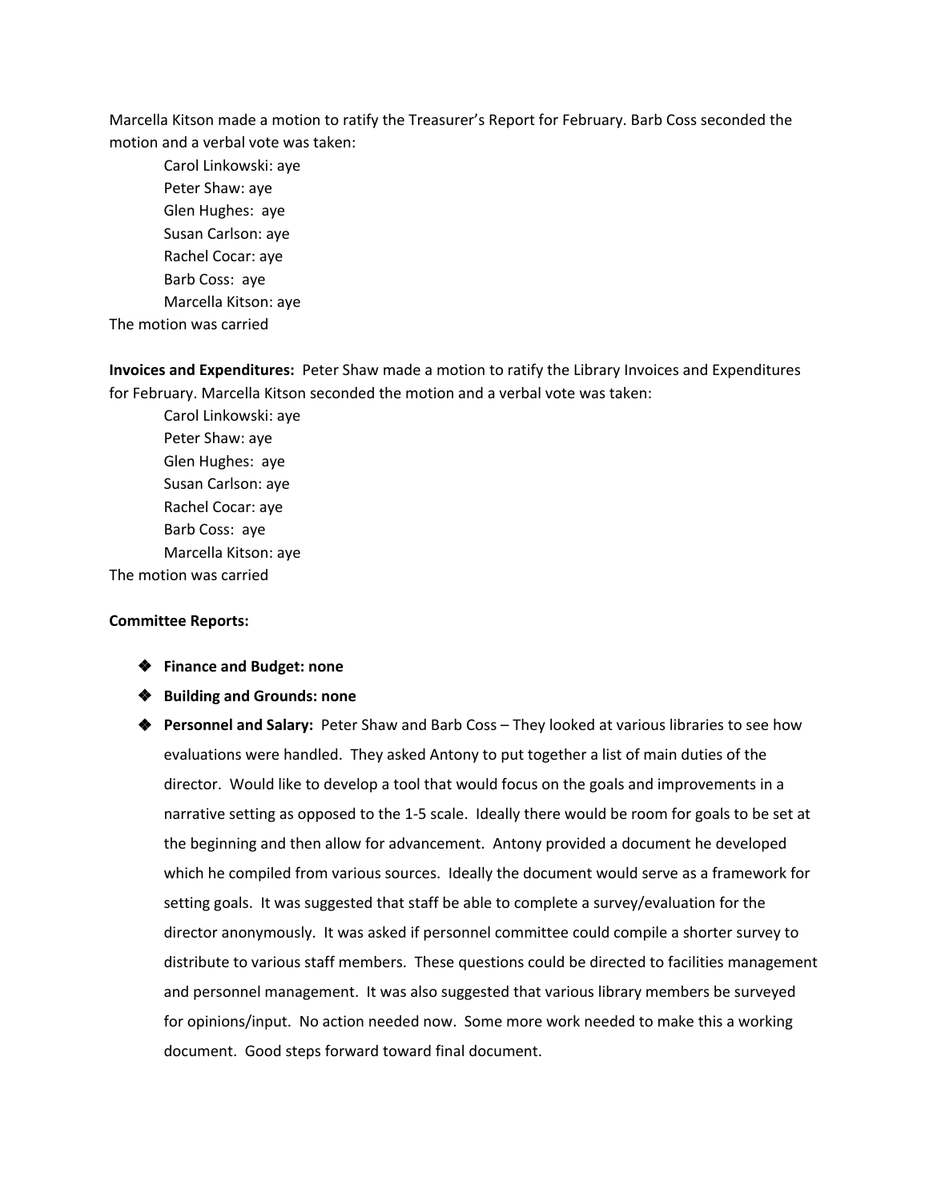Marcella Kitson made a motion to ratify the Treasurer's Report for February. Barb Coss seconded the motion and a verbal vote was taken:

Carol Linkowski: aye
Peter Shaw: aye
Glen Hughes: aye
Susan Carlson: aye
Rachel Cocar: aye
Barb Coss: aye
Marcella Kitson: aye

The motion was carried

**Invoices and Expenditures:** Peter Shaw made a motion to ratify the Library Invoices and Expenditures for February. Marcella Kitson seconded the motion and a verbal vote was taken:

Carol Linkowski: aye
Peter Shaw: aye
Glen Hughes: aye
Susan Carlson: aye
Rachel Cocar: aye
Barb Coss: aye
Marcella Kitson: aye

The motion was carried

**Committee Reports:**

- **Finance and Budget: none**
- **Building and Grounds: none**
- **Personnel and Salary:** Peter Shaw and Barb Coss – They looked at various libraries to see how evaluations were handled. They asked Antony to put together a list of main duties of the director. Would like to develop a tool that would focus on the goals and improvements in a narrative setting as opposed to the 1-5 scale. Ideally there would be room for goals to be set at the beginning and then allow for advancement. Antony provided a document he developed which he compiled from various sources. Ideally the document would serve as a framework for setting goals. It was suggested that staff be able to complete a survey/evaluation for the director anonymously. It was asked if personnel committee could compile a shorter survey to distribute to various staff members. These questions could be directed to facilities management and personnel management. It was also suggested that various library members be surveyed for opinions/input. No action needed now. Some more work needed to make this a working document. Good steps forward toward final document.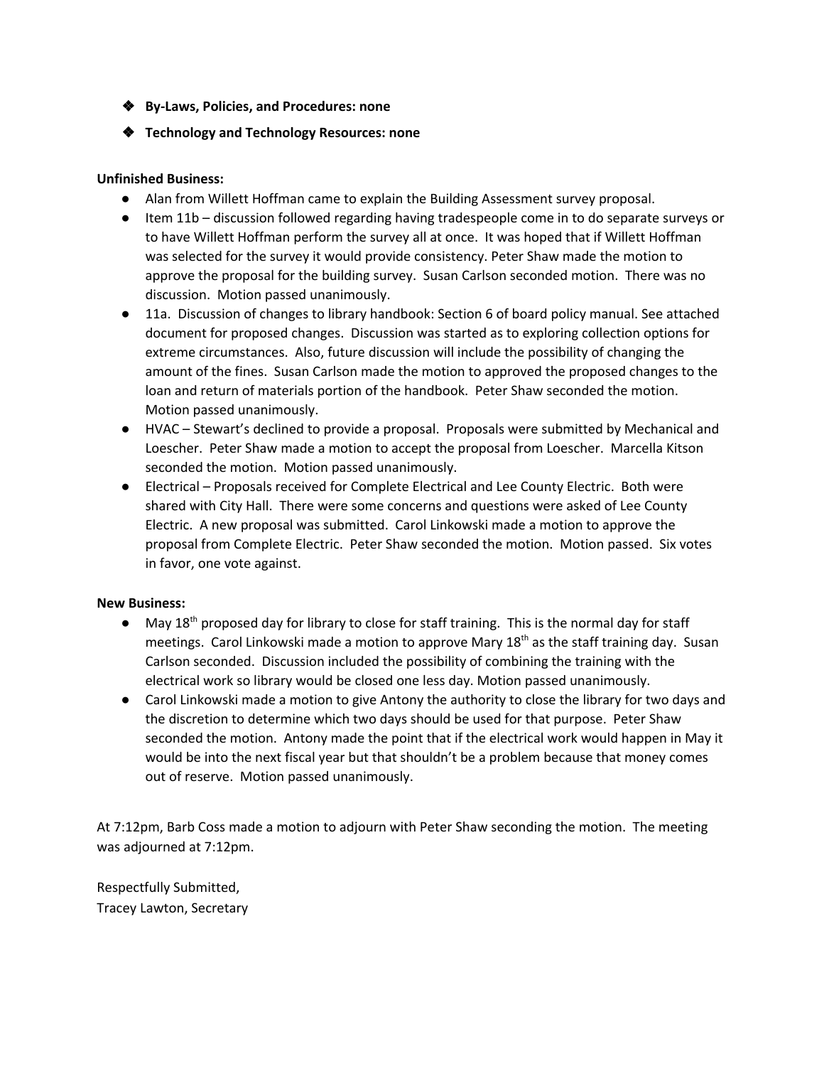- **By-Laws, Policies, and Procedures: none**
- **Technology and Technology Resources: none**

**Unfinished Business:**

- Alan from Willett Hoffman came to explain the Building Assessment survey proposal.
- Item 11b – discussion followed regarding having tradespeople come in to do separate surveys or to have Willett Hoffman perform the survey all at once. It was hoped that if Willett Hoffman was selected for the survey it would provide consistency. Peter Shaw made the motion to approve the proposal for the building survey. Susan Carlson seconded motion. There was no discussion. Motion passed unanimously.
- 11a. Discussion of changes to library handbook: Section 6 of board policy manual. See attached document for proposed changes. Discussion was started as to exploring collection options for extreme circumstances. Also, future discussion will include the possibility of changing the amount of the fines. Susan Carlson made the motion to approved the proposed changes to the loan and return of materials portion of the handbook. Peter Shaw seconded the motion. Motion passed unanimously.
- HVAC – Stewart's declined to provide a proposal. Proposals were submitted by Mechanical and Loescher. Peter Shaw made a motion to accept the proposal from Loescher. Marcella Kitson seconded the motion. Motion passed unanimously.
- Electrical – Proposals received for Complete Electrical and Lee County Electric. Both were shared with City Hall. There were some concerns and questions were asked of Lee County Electric. A new proposal was submitted. Carol Linkowski made a motion to approve the proposal from Complete Electric. Peter Shaw seconded the motion. Motion passed. Six votes in favor, one vote against.

**New Business:**

- May 18th proposed day for library to close for staff training. This is the normal day for staff meetings. Carol Linkowski made a motion to approve Mary 18th as the staff training day. Susan Carlson seconded. Discussion included the possibility of combining the training with the electrical work so library would be closed one less day. Motion passed unanimously.
- Carol Linkowski made a motion to give Antony the authority to close the library for two days and the discretion to determine which two days should be used for that purpose. Peter Shaw seconded the motion. Antony made the point that if the electrical work would happen in May it would be into the next fiscal year but that shouldn't be a problem because that money comes out of reserve. Motion passed unanimously.

At 7:12pm, Barb Coss made a motion to adjourn with Peter Shaw seconding the motion. The meeting was adjourned at 7:12pm.

Respectfully Submitted,
Tracey Lawton, Secretary